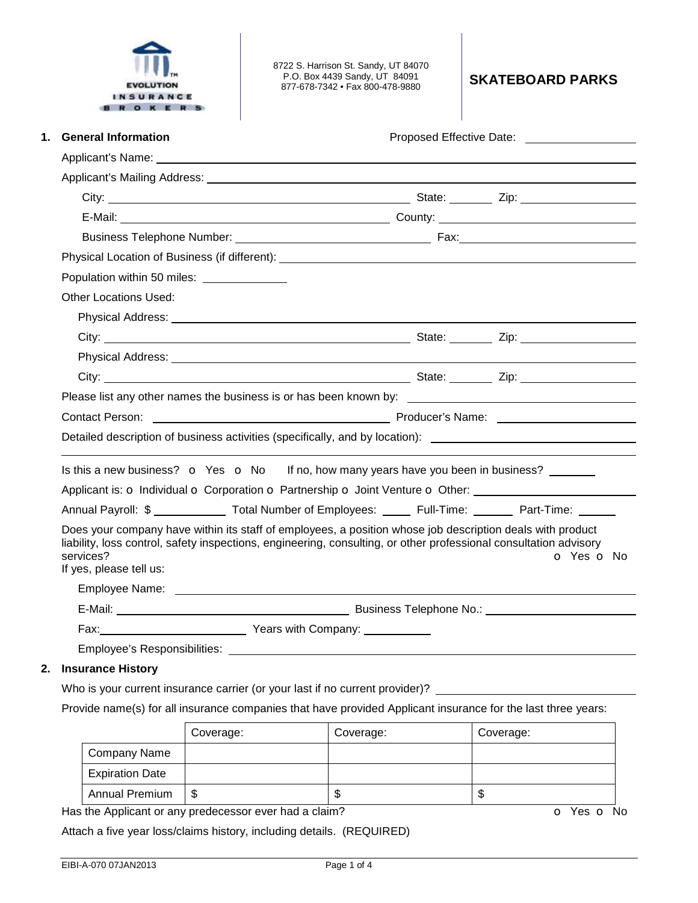EVOLUTION INSURANCE BROKERS

8722 S. Harrison St. Sandy, UT 84070
P.O. Box 4439 Sandy, UT 84091
877-678-7342 • Fax 800-478-9880

# SKATEBOARD PARKS

## 1. General Information

Proposed Effective Date: ______________

Applicant's Name: ______________

Applicant's Mailing Address: ______________

City: ______________ State: ______ Zip: ______________

E-Mail: ______________ County: ______________

Business Telephone Number: ______________ Fax: ______________

Physical Location of Business (if different): ______________

Population within 50 miles: ______________

Other Locations Used:

Physical Address: ______________

City: ______________ State: ______ Zip: ______________

Physical Address: ______________

City: ______________ State: ______ Zip: ______________

Please list any other names the business is or has been known by: ______________

Contact Person: ______________ Producer's Name: ______________

Detailed description of business activities (specifically, and by location): ______________

______________

Is this a new business? o Yes o No If no, how many years have you been in business? ______

Applicant is: o Individual o Corporation o Partnership o Joint Venture o Other: ______________

Annual Payroll: $ ______________ Total Number of Employees: ______ Full-Time: ______ Part-Time: ______

Does your company have within its staff of employees, a position whose job description deals with product liability, loss control, safety inspections, engineering, consulting, or other professional consultation advisory services? o Yes o No

If yes, please tell us:

Employee Name: ______________

E-Mail: ______________ Business Telephone No.: ______________

Fax: ______________ Years with Company: ______________

Employee's Responsibilities: ______________

## 2. Insurance History

Who is your current insurance carrier (or your last if no current provider)? ______________

Provide name(s) for all insurance companies that have provided Applicant insurance for the last three years:

| | Coverage: | Coverage: | Coverage: |
|---|---|---|---|
| Company Name | | | |
| Expiration Date | | | |
| Annual Premium | $ | $ | $ |

Has the Applicant or any predecessor ever had a claim? o Yes o No

Attach a five year loss/claims history, including details. (REQUIRED)

EIBI-A-070 07JAN2013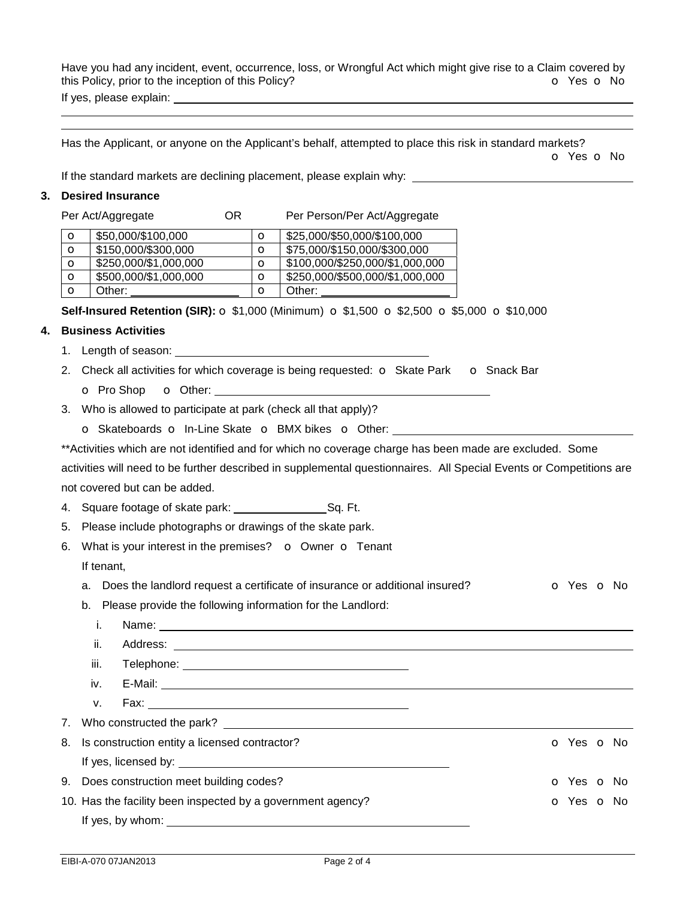Have you had any incident, event, occurrence, loss, or Wrongful Act which might give rise to a Claim covered by this Policy, prior to the inception of this Policy? o Yes o No

If yes, please explain: ______________________________________________

______________________________________________

______________________________________________

Has the Applicant, or anyone on the Applicant's behalf, attempted to place this risk in standard markets? o Yes o No

If the standard markets are declining placement, please explain why: ______________________

## 3. Desired Insurance

Per Act/Aggregate OR Per Person/Per Act/Aggregate

| | Per Act/Aggregate | | Per Person/Per Act/Aggregate |
|---|---|---|---|
| o | $50,000/$100,000 | o | $25,000/$50,000/$100,000 |
| o | $150,000/$300,000 | o | $75,000/$150,000/$300,000 |
| o | $250,000/$1,000,000 | o | $100,000/$250,000/$1,000,000 |
| o | $500,000/$1,000,000 | o | $250,000/$500,000/$1,000,000 |
| o | Other: ____________ | o | Other: ____________ |

**Self-Insured Retention (SIR):** o $1,000 (Minimum) o $1,500 o $2,500 o $5,000 o $10,000

## 4. Business Activities

1. Length of season: ______________________
2. Check all activities for which coverage is being requested: o Skate Park o Snack Bar
   o Pro Shop o Other: ______________________
3. Who is allowed to participate at park (check all that apply)?
   o Skateboards o In-Line Skate o BMX bikes o Other: ______________________

**Activities which are not identified and for which no coverage charge has been made are excluded. Some activities will need to be further described in supplemental questionnaires. All Special Events or Competitions are not covered but can be added.

4. Square footage of skate park: ____________ Sq. Ft.
5. Please include photographs or drawings of the skate park.
6. What is your interest in the premises? o Owner o Tenant
   If tenant,
   a. Does the landlord request a certificate of insurance or additional insured? o Yes o No
   b. Please provide the following information for the Landlord:
      i. Name: ______________________
      ii. Address: ______________________
      iii. Telephone: ______________________
      iv. E-Mail: ______________________
      v. Fax: ______________________
7. Who constructed the park? ______________________
8. Is construction entity a licensed contractor? o Yes o No
   If yes, licensed by: ______________________
9. Does construction meet building codes? o Yes o No
10. Has the facility been inspected by a government agency? o Yes o No
    If yes, by whom: ______________________

EIBI-A-070 07JAN2013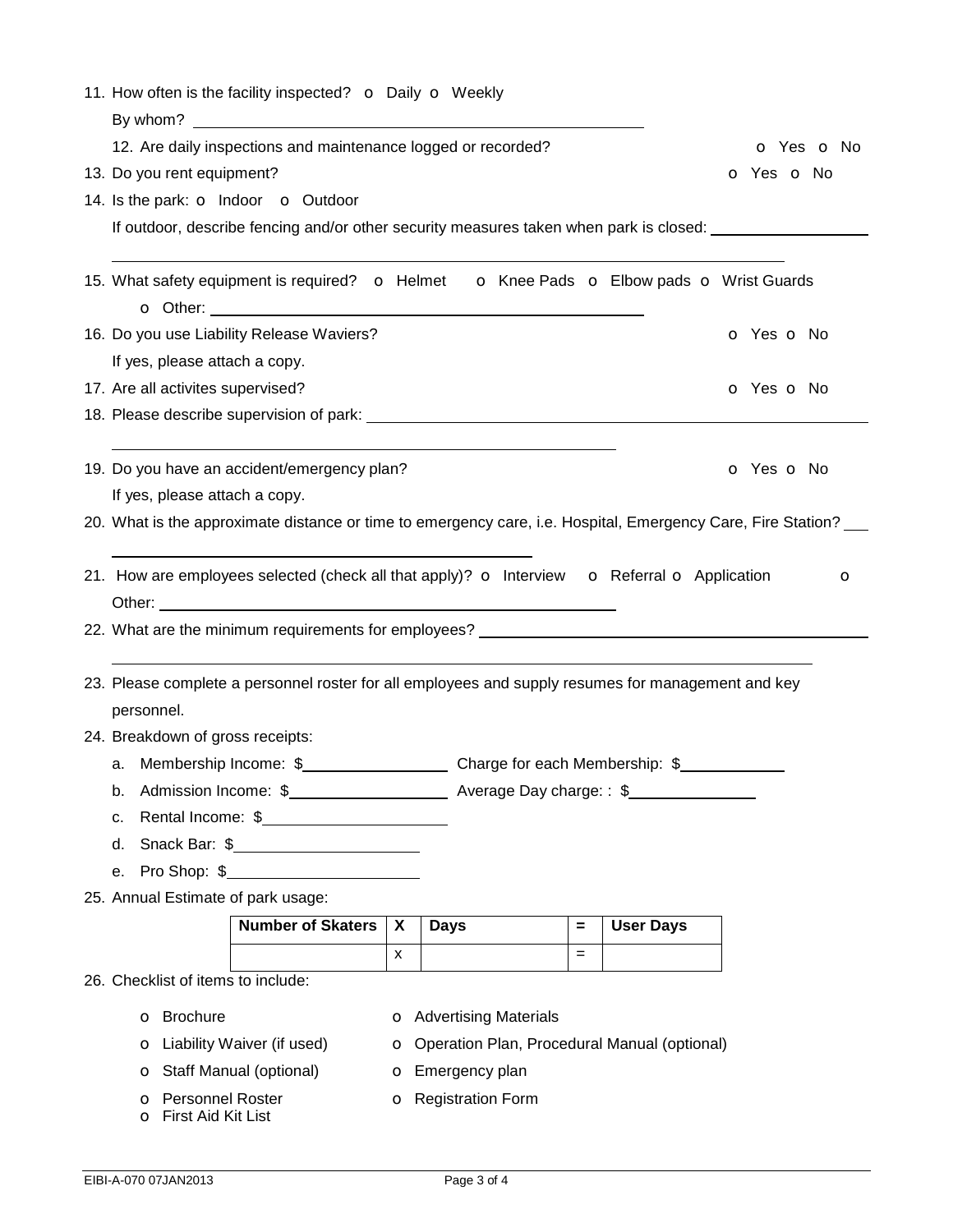11. How often is the facility inspected? o Daily o Weekly

    By whom? ____________________________________________

    12. Are daily inspections and maintenance logged or recorded? o Yes o No

13. Do you rent equipment? o Yes o No

14. Is the park: o Indoor o Outdoor

    If outdoor, describe fencing and/or other security measures taken when park is closed: ____________________

    ____________________________________________

15. What safety equipment is required? o Helmet o Knee Pads o Elbow pads o Wrist Guards

    o Other: ____________________________________________

16. Do you use Liability Release Waviers? o Yes o No

    If yes, please attach a copy.

17. Are all activites supervised? o Yes o No

18. Please describe supervision of park: ____________________________________________

    ____________________________________________

19. Do you have an accident/emergency plan? o Yes o No

    If yes, please attach a copy.

20. What is the approximate distance or time to emergency care, i.e. Hospital, Emergency Care, Fire Station? ___

    ____________________________________________

21. How are employees selected (check all that apply)? o Interview o Referral o Application o Other: ____________________________________________

22. What are the minimum requirements for employees? ____________________________________________

    ____________________________________________

23. Please complete a personnel roster for all employees and supply resumes for management and key personnel.

24. Breakdown of gross receipts:

    a. Membership Income: $______________ Charge for each Membership: $__________

    b. Admission Income: $______________ Average Day charge: : $__________

    c. Rental Income: $______________

    d. Snack Bar: $______________

    e. Pro Shop: $______________

25. Annual Estimate of park usage:

| Number of Skaters | X | Days | = | User Days |
|---|---|---|---|---|
| | x | | = | |

26. Checklist of items to include:

    - o Brochure
    - o Advertising Materials
    - o Liability Waiver (if used)
    - o Operation Plan, Procedural Manual (optional)
    - o Staff Manual (optional)
    - o Emergency plan
    - o Personnel Roster
    - o Registration Form
    - o First Aid Kit List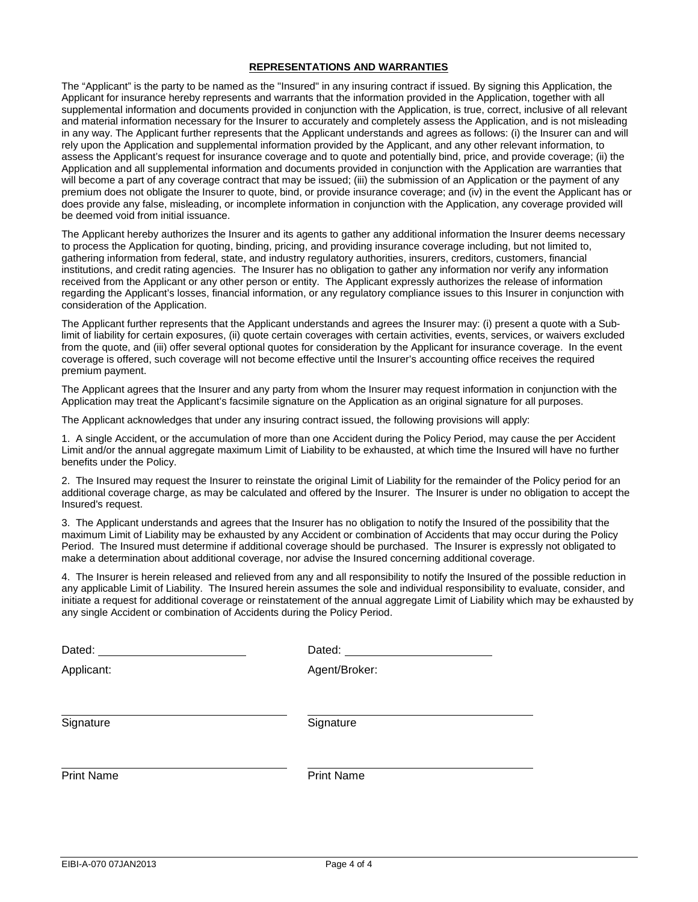## REPRESENTATIONS AND WARRANTIES

The "Applicant" is the party to be named as the "Insured" in any insuring contract if issued. By signing this Application, the Applicant for insurance hereby represents and warrants that the information provided in the Application, together with all supplemental information and documents provided in conjunction with the Application, is true, correct, inclusive of all relevant and material information necessary for the Insurer to accurately and completely assess the Application, and is not misleading in any way. The Applicant further represents that the Applicant understands and agrees as follows: (i) the Insurer can and will rely upon the Application and supplemental information provided by the Applicant, and any other relevant information, to assess the Applicant's request for insurance coverage and to quote and potentially bind, price, and provide coverage; (ii) the Application and all supplemental information and documents provided in conjunction with the Application are warranties that will become a part of any coverage contract that may be issued; (iii) the submission of an Application or the payment of any premium does not obligate the Insurer to quote, bind, or provide insurance coverage; and (iv) in the event the Applicant has or does provide any false, misleading, or incomplete information in conjunction with the Application, any coverage provided will be deemed void from initial issuance.

The Applicant hereby authorizes the Insurer and its agents to gather any additional information the Insurer deems necessary to process the Application for quoting, binding, pricing, and providing insurance coverage including, but not limited to, gathering information from federal, state, and industry regulatory authorities, insurers, creditors, customers, financial institutions, and credit rating agencies. The Insurer has no obligation to gather any information nor verify any information received from the Applicant or any other person or entity. The Applicant expressly authorizes the release of information regarding the Applicant's losses, financial information, or any regulatory compliance issues to this Insurer in conjunction with consideration of the Application.

The Applicant further represents that the Applicant understands and agrees the Insurer may: (i) present a quote with a Sub-limit of liability for certain exposures, (ii) quote certain coverages with certain activities, events, services, or waivers excluded from the quote, and (iii) offer several optional quotes for consideration by the Applicant for insurance coverage. In the event coverage is offered, such coverage will not become effective until the Insurer's accounting office receives the required premium payment.

The Applicant agrees that the Insurer and any party from whom the Insurer may request information in conjunction with the Application may treat the Applicant's facsimile signature on the Application as an original signature for all purposes.

The Applicant acknowledges that under any insuring contract issued, the following provisions will apply:

1. A single Accident, or the accumulation of more than one Accident during the Policy Period, may cause the per Accident Limit and/or the annual aggregate maximum Limit of Liability to be exhausted, at which time the Insured will have no further benefits under the Policy.

2. The Insured may request the Insurer to reinstate the original Limit of Liability for the remainder of the Policy period for an additional coverage charge, as may be calculated and offered by the Insurer. The Insurer is under no obligation to accept the Insured's request.

3. The Applicant understands and agrees that the Insurer has no obligation to notify the Insured of the possibility that the maximum Limit of Liability may be exhausted by any Accident or combination of Accidents that may occur during the Policy Period. The Insured must determine if additional coverage should be purchased. The Insurer is expressly not obligated to make a determination about additional coverage, nor advise the Insured concerning additional coverage.

4. The Insurer is herein released and relieved from any and all responsibility to notify the Insured of the possible reduction in any applicable Limit of Liability. The Insured herein assumes the sole and individual responsibility to evaluate, consider, and initiate a request for additional coverage or reinstatement of the annual aggregate Limit of Liability which may be exhausted by any single Accident or combination of Accidents during the Policy Period.

Dated: ______________________

Applicant:

______________________________
Signature

______________________________
Print Name

Dated: ______________________

Agent/Broker:

______________________________
Signature

______________________________
Print Name

EIBI-A-070 07JAN2013